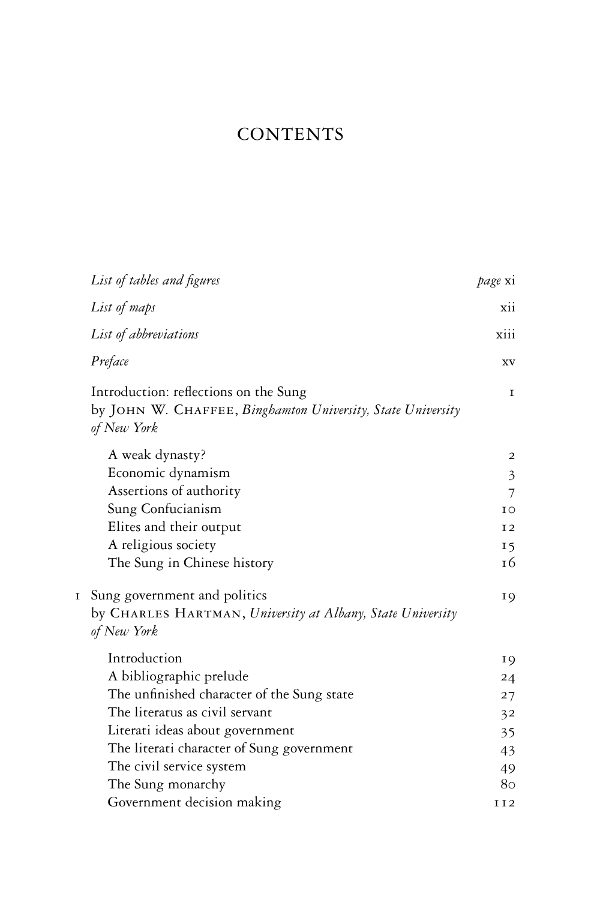# CONTENTS

| | |
|---|---|
| *List of tables and figures* | *page* xi |
| *List of maps* | xii |
| *List of abbreviations* | xiii |
| *Preface* | xv |
| Introduction: reflections on the Sung<br>by JOHN W. CHAFFEE, *Binghamton University, State University of New York* | 1 |
| A weak dynasty? | 2 |
| Economic dynamism | 3 |
| Assertions of authority | 7 |
| Sung Confucianism | 10 |
| Elites and their output | 12 |
| A religious society | 15 |
| The Sung in Chinese history | 16 |
| 1 Sung government and politics<br>by CHARLES HARTMAN, *University at Albany, State University of New York* | 19 |
| Introduction | 19 |
| A bibliographic prelude | 24 |
| The unfinished character of the Sung state | 27 |
| The literatus as civil servant | 32 |
| Literati ideas about government | 35 |
| The literati character of Sung government | 43 |
| The civil service system | 49 |
| The Sung monarchy | 80 |
| Government decision making | 112 |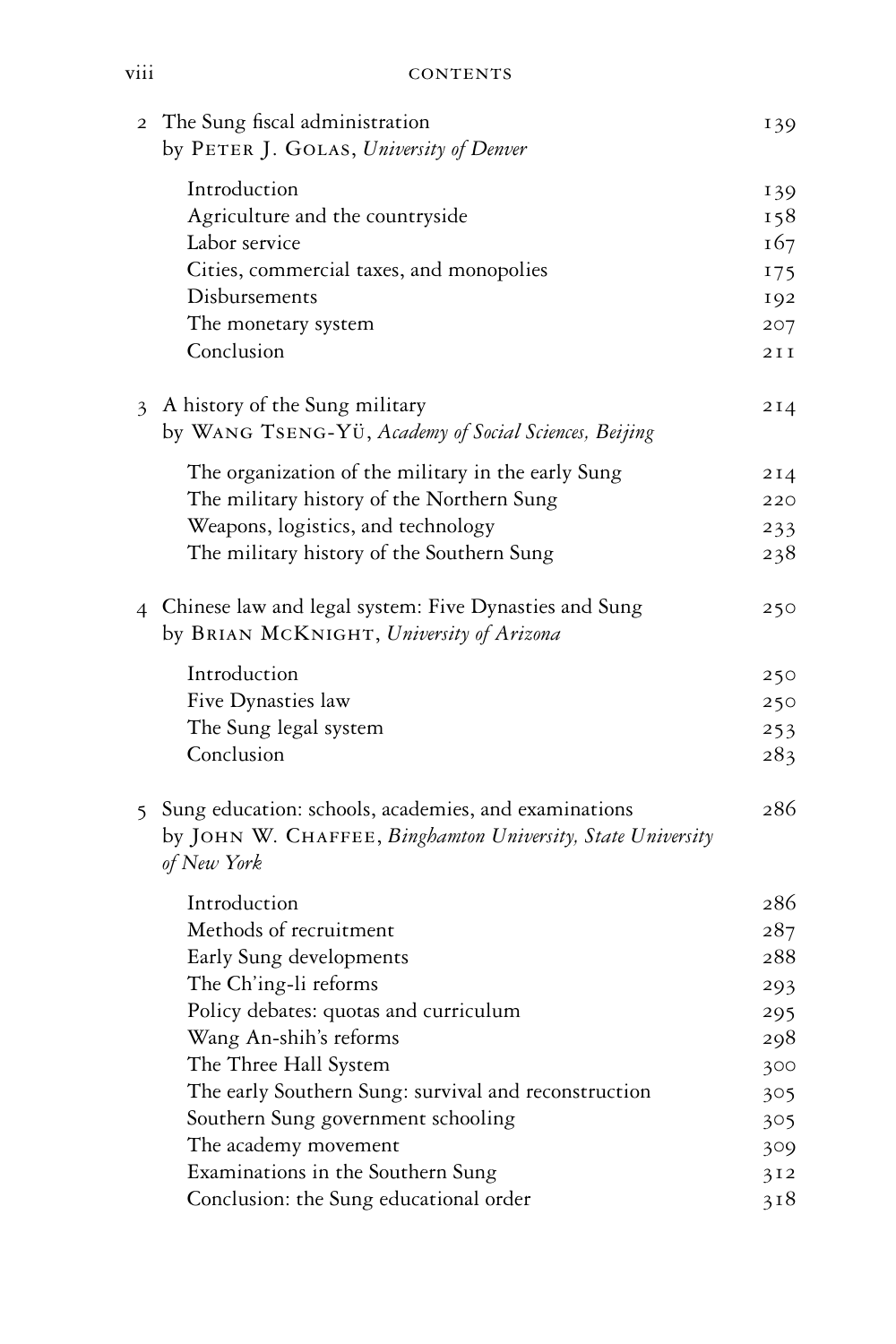| | | |
|---|---|---|
| 2 | The Sung fiscal administration<br>by PETER J. GOLAS, *University of Denver* | 139 |
| | Introduction | 139 |
| | Agriculture and the countryside | 158 |
| | Labor service | 167 |
| | Cities, commercial taxes, and monopolies | 175 |
| | Disbursements | 192 |
| | The monetary system | 207 |
| | Conclusion | 211 |
| 3 | A history of the Sung military<br>by WANG TSENG-YÜ, *Academy of Social Sciences, Beijing* | 214 |
| | The organization of the military in the early Sung | 214 |
| | The military history of the Northern Sung | 220 |
| | Weapons, logistics, and technology | 233 |
| | The military history of the Southern Sung | 238 |
| 4 | Chinese law and legal system: Five Dynasties and Sung<br>by BRIAN MCKNIGHT, *University of Arizona* | 250 |
| | Introduction | 250 |
| | Five Dynasties law | 250 |
| | The Sung legal system | 253 |
| | Conclusion | 283 |
| 5 | Sung education: schools, academies, and examinations<br>by JOHN W. CHAFFEE, *Binghamton University, State University of New York* | 286 |
| | Introduction | 286 |
| | Methods of recruitment | 287 |
| | Early Sung developments | 288 |
| | The Ch'ing-li reforms | 293 |
| | Policy debates: quotas and curriculum | 295 |
| | Wang An-shih's reforms | 298 |
| | The Three Hall System | 300 |
| | The early Southern Sung: survival and reconstruction | 305 |
| | Southern Sung government schooling | 305 |
| | The academy movement | 309 |
| | Examinations in the Southern Sung | 312 |
| | Conclusion: the Sung educational order | 318 |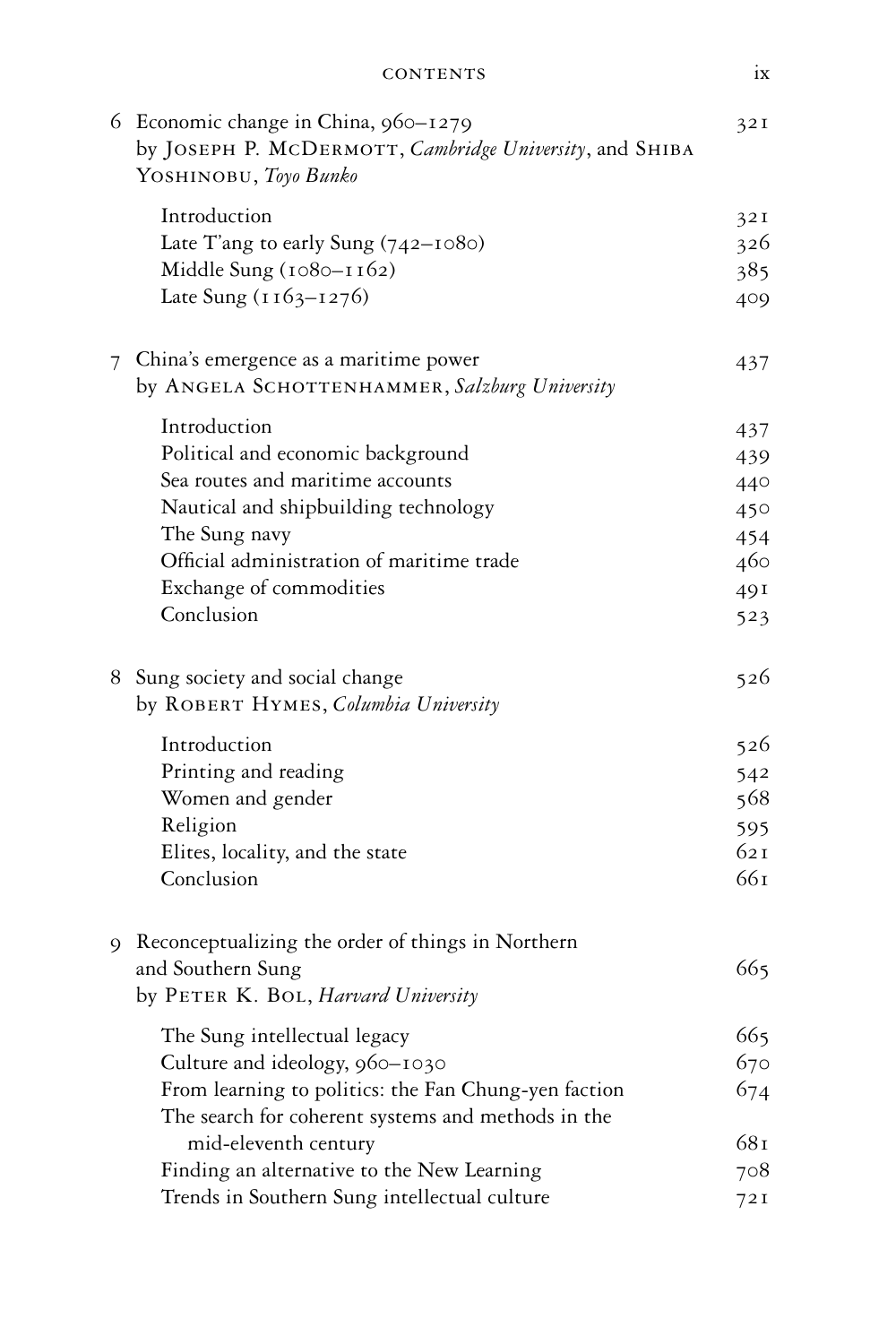| | | |
|---|---|---|
| 6 | Economic change in China, 960–1279<br>by Joseph P. McDermott, *Cambridge University*, and Shiba Yoshinobu, *Toyo Bunko* | 321 |
| | Introduction | 321 |
| | Late T'ang to early Sung (742–1080) | 326 |
| | Middle Sung (1080–1162) | 385 |
| | Late Sung (1163–1276) | 409 |
| 7 | China's emergence as a maritime power<br>by Angela Schottenhammer, *Salzburg University* | 437 |
| | Introduction | 437 |
| | Political and economic background | 439 |
| | Sea routes and maritime accounts | 440 |
| | Nautical and shipbuilding technology | 450 |
| | The Sung navy | 454 |
| | Official administration of maritime trade | 460 |
| | Exchange of commodities | 491 |
| | Conclusion | 523 |
| 8 | Sung society and social change<br>by Robert Hymes, *Columbia University* | 526 |
| | Introduction | 526 |
| | Printing and reading | 542 |
| | Women and gender | 568 |
| | Religion | 595 |
| | Elites, locality, and the state | 621 |
| | Conclusion | 661 |
| 9 | Reconceptualizing the order of things in Northern and Southern Sung<br>by Peter K. Bol, *Harvard University* | 665 |
| | The Sung intellectual legacy | 665 |
| | Culture and ideology, 960–1030 | 670 |
| | From learning to politics: the Fan Chung-yen faction | 674 |
| | The search for coherent systems and methods in the mid-eleventh century | 681 |
| | Finding an alternative to the New Learning | 708 |
| | Trends in Southern Sung intellectual culture | 721 |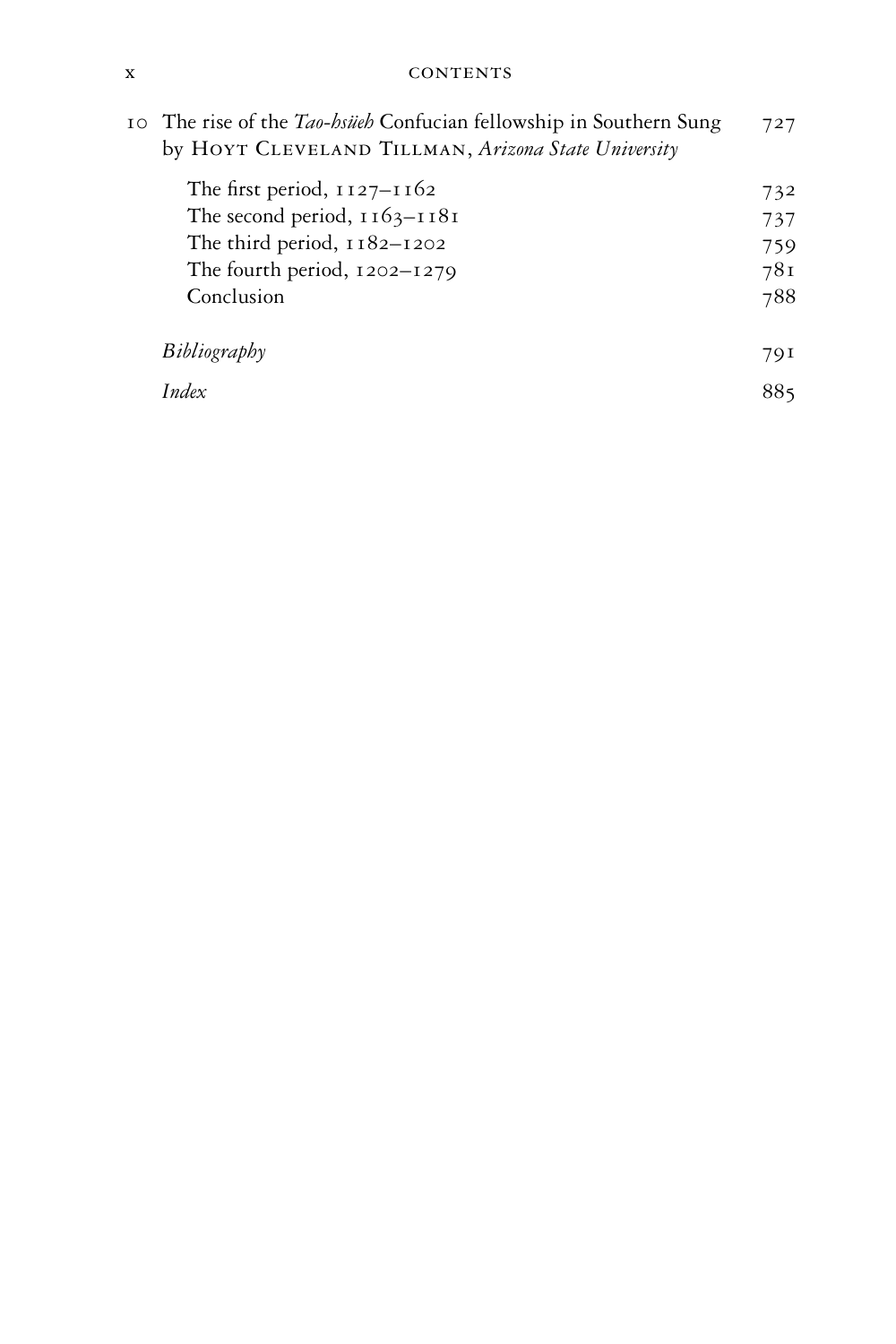10 The rise of the *Tao-hsüeh* Confucian fellowship in Southern Sung 727
by HOYT CLEVELAND TILLMAN, *Arizona State University*

The first period, 1127–1162 732
The second period, 1163–1181 737
The third period, 1182–1202 759
The fourth period, 1202–1279 781
Conclusion 788

*Bibliography* 791

*Index* 885